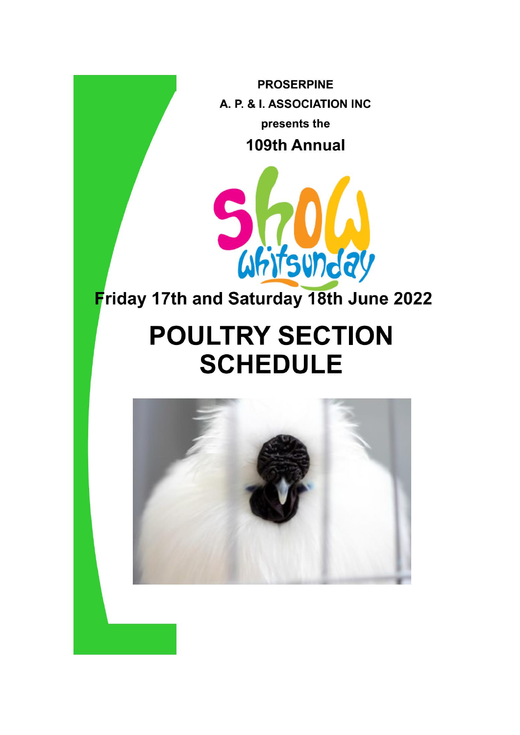**PROSERPINE**

**A. P. & I. ASSOCIATION INC**

**presents the**

**109th Annual**

Show Whitsunday

**Friday 17th and Saturday 18th June 2022**

# POULTRY SECTION SCHEDULE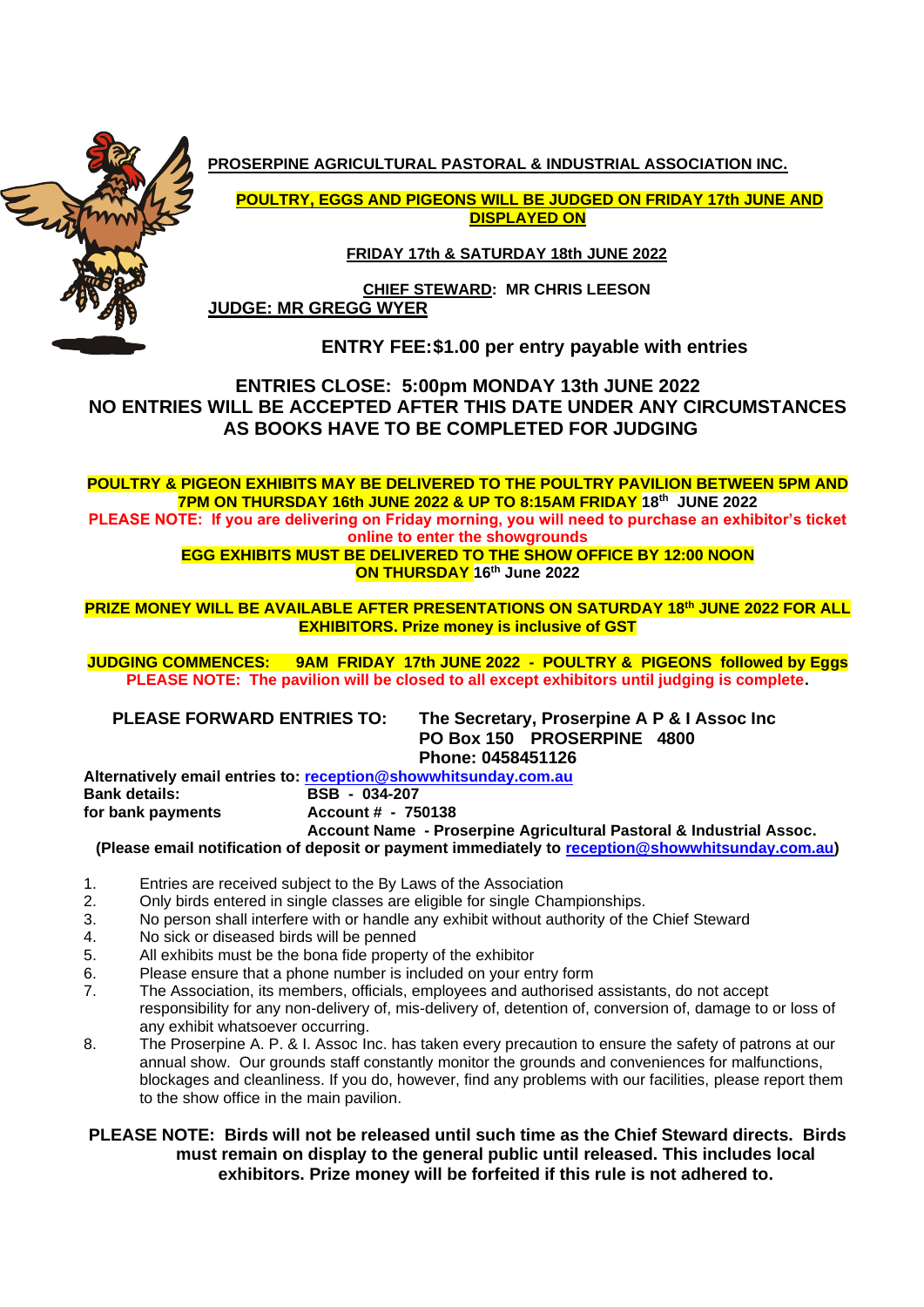**PROSERPINE AGRICULTURAL PASTORAL & INDUSTRIAL ASSOCIATION INC.**

**POULTRY, EGGS AND PIGEONS WILL BE JUDGED ON FRIDAY 17th JUNE AND DISPLAYED ON**

**FRIDAY 17th & SATURDAY 18th JUNE 2022**

**CHIEF STEWARD: MR CHRIS LEESON**

**JUDGE: MR GREGG WYER**

**ENTRY FEE:$1.00 per entry payable with entries**

**ENTRIES CLOSE: 5:00pm MONDAY 13th JUNE 2022**
**NO ENTRIES WILL BE ACCEPTED AFTER THIS DATE UNDER ANY CIRCUMSTANCES AS BOOKS HAVE TO BE COMPLETED FOR JUDGING**

**POULTRY & PIGEON EXHIBITS MAY BE DELIVERED TO THE POULTRY PAVILION BETWEEN 5PM AND 7PM ON THURSDAY 16th JUNE 2022 & UP TO 8:15AM FRIDAY 18th JUNE 2022**
**PLEASE NOTE: If you are delivering on Friday morning, you will need to purchase an exhibitor's ticket online to enter the showgrounds**
**EGG EXHIBITS MUST BE DELIVERED TO THE SHOW OFFICE BY 12:00 NOON ON THURSDAY 16th June 2022**

**PRIZE MONEY WILL BE AVAILABLE AFTER PRESENTATIONS ON SATURDAY 18th JUNE 2022 FOR ALL EXHIBITORS. Prize money is inclusive of GST**

**JUDGING COMMENCES: 9AM FRIDAY 17th JUNE 2022 - POULTRY & PIGEONS followed by Eggs**
**PLEASE NOTE: The pavilion will be closed to all except exhibitors until judging is complete.**

**PLEASE FORWARD ENTRIES TO:** **The Secretary, Proserpine A P & I Assoc Inc**
**PO Box 150 PROSERPINE 4800**
**Phone: 0458451126**

**Alternatively email entries to: reception@showwhitsunday.com.au**
**Bank details: BSB - 034-207**
**for bank payments Account # - 750138**
**Account Name - Proserpine Agricultural Pastoral & Industrial Assoc.**
**(Please email notification of deposit or payment immediately to reception@showwhitsunday.com.au)**

1. Entries are received subject to the By Laws of the Association
2. Only birds entered in single classes are eligible for single Championships.
3. No person shall interfere with or handle any exhibit without authority of the Chief Steward
4. No sick or diseased birds will be penned
5. All exhibits must be the bona fide property of the exhibitor
6. Please ensure that a phone number is included on your entry form
7. The Association, its members, officials, employees and authorised assistants, do not accept responsibility for any non-delivery of, mis-delivery of, detention of, conversion of, damage to or loss of any exhibit whatsoever occurring.
8. The Proserpine A. P. & I. Assoc Inc. has taken every precaution to ensure the safety of patrons at our annual show. Our grounds staff constantly monitor the grounds and conveniences for malfunctions, blockages and cleanliness. If you do, however, find any problems with our facilities, please report them to the show office in the main pavilion.

**PLEASE NOTE: Birds will not be released until such time as the Chief Steward directs. Birds must remain on display to the general public until released. This includes local exhibitors. Prize money will be forfeited if this rule is not adhered to.**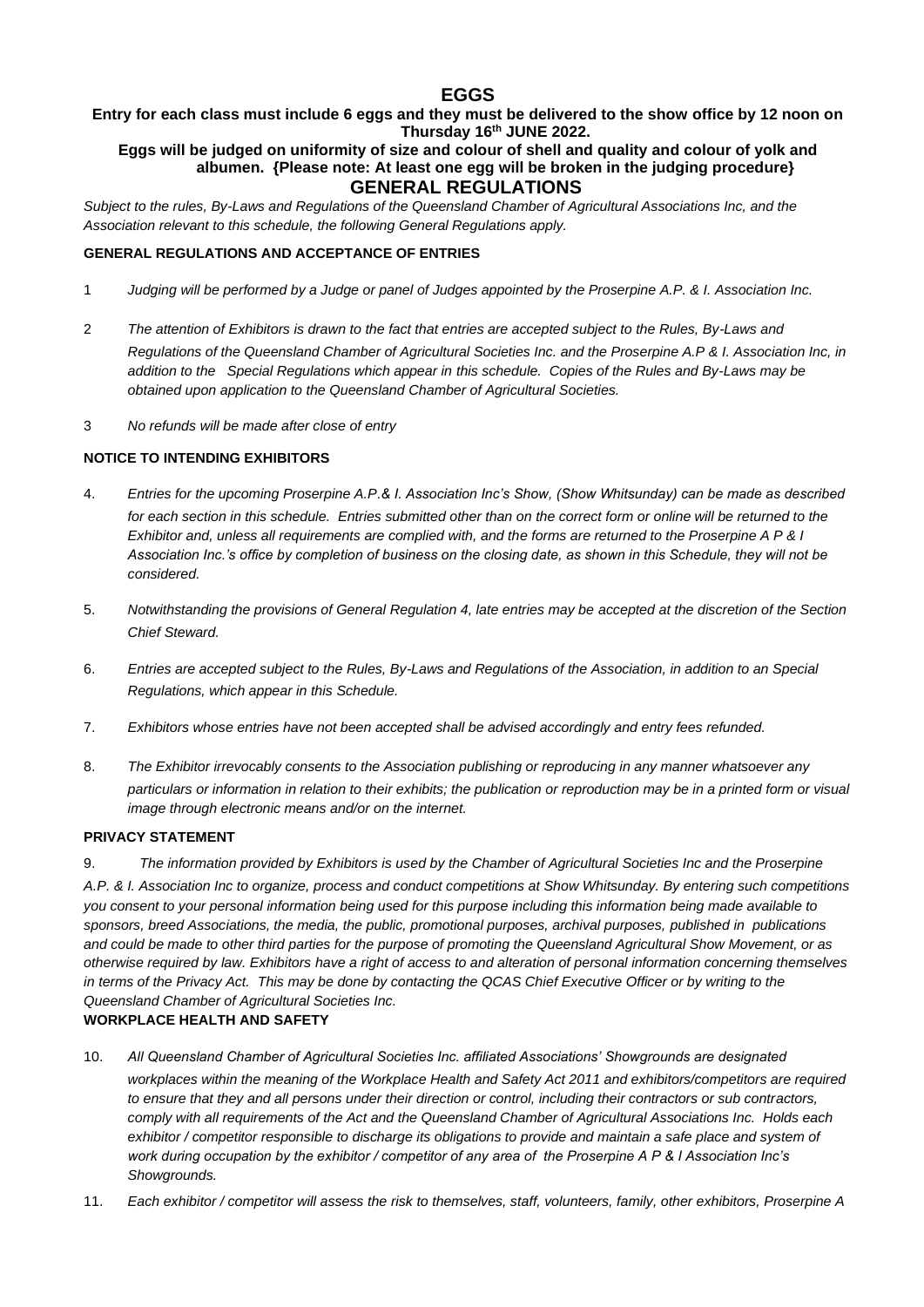# EGGS

**Entry for each class must include 6 eggs and they must be delivered to the show office by 12 noon on Thursday 16th JUNE 2022.**

**Eggs will be judged on uniformity of size and colour of shell and quality and colour of yolk and albumen. {Please note: At least one egg will be broken in the judging procedure}**

## GENERAL REGULATIONS

*Subject to the rules, By-Laws and Regulations of the Queensland Chamber of Agricultural Associations Inc, and the Association relevant to this schedule, the following General Regulations apply.*

### GENERAL REGULATIONS AND ACCEPTANCE OF ENTRIES

1 *Judging will be performed by a Judge or panel of Judges appointed by the Proserpine A.P. & I. Association Inc.*

2 *The attention of Exhibitors is drawn to the fact that entries are accepted subject to the Rules, By-Laws and Regulations of the Queensland Chamber of Agricultural Societies Inc. and the Proserpine A.P & I. Association Inc, in addition to the Special Regulations which appear in this schedule. Copies of the Rules and By-Laws may be obtained upon application to the Queensland Chamber of Agricultural Societies.*

3 *No refunds will be made after close of entry*

### NOTICE TO INTENDING EXHIBITORS

4. *Entries for the upcoming Proserpine A.P.& I. Association Inc's Show, (Show Whitsunday) can be made as described for each section in this schedule. Entries submitted other than on the correct form or online will be returned to the Exhibitor and, unless all requirements are complied with, and the forms are returned to the Proserpine A P & I Association Inc.'s office by completion of business on the closing date, as shown in this Schedule, they will not be considered.*

5. *Notwithstanding the provisions of General Regulation 4, late entries may be accepted at the discretion of the Section Chief Steward.*

6. *Entries are accepted subject to the Rules, By-Laws and Regulations of the Association, in addition to an Special Regulations, which appear in this Schedule.*

7. *Exhibitors whose entries have not been accepted shall be advised accordingly and entry fees refunded.*

8. *The Exhibitor irrevocably consents to the Association publishing or reproducing in any manner whatsoever any particulars or information in relation to their exhibits; the publication or reproduction may be in a printed form or visual image through electronic means and/or on the internet.*

### PRIVACY STATEMENT

9. *The information provided by Exhibitors is used by the Chamber of Agricultural Societies Inc and the Proserpine A.P. & I. Association Inc to organize, process and conduct competitions at Show Whitsunday. By entering such competitions you consent to your personal information being used for this purpose including this information being made available to sponsors, breed Associations, the media, the public, promotional purposes, archival purposes, published in publications and could be made to other third parties for the purpose of promoting the Queensland Agricultural Show Movement, or as otherwise required by law. Exhibitors have a right of access to and alteration of personal information concerning themselves in terms of the Privacy Act. This may be done by contacting the QCAS Chief Executive Officer or by writing to the Queensland Chamber of Agricultural Societies Inc.*

### WORKPLACE HEALTH AND SAFETY

10. *All Queensland Chamber of Agricultural Societies Inc. affiliated Associations' Showgrounds are designated workplaces within the meaning of the Workplace Health and Safety Act 2011 and exhibitors/competitors are required to ensure that they and all persons under their direction or control, including their contractors or sub contractors, comply with all requirements of the Act and the Queensland Chamber of Agricultural Associations Inc. Holds each exhibitor / competitor responsible to discharge its obligations to provide and maintain a safe place and system of work during occupation by the exhibitor / competitor of any area of the Proserpine A P & I Association Inc's Showgrounds.*

11. *Each exhibitor / competitor will assess the risk to themselves, staff, volunteers, family, other exhibitors, Proserpine A*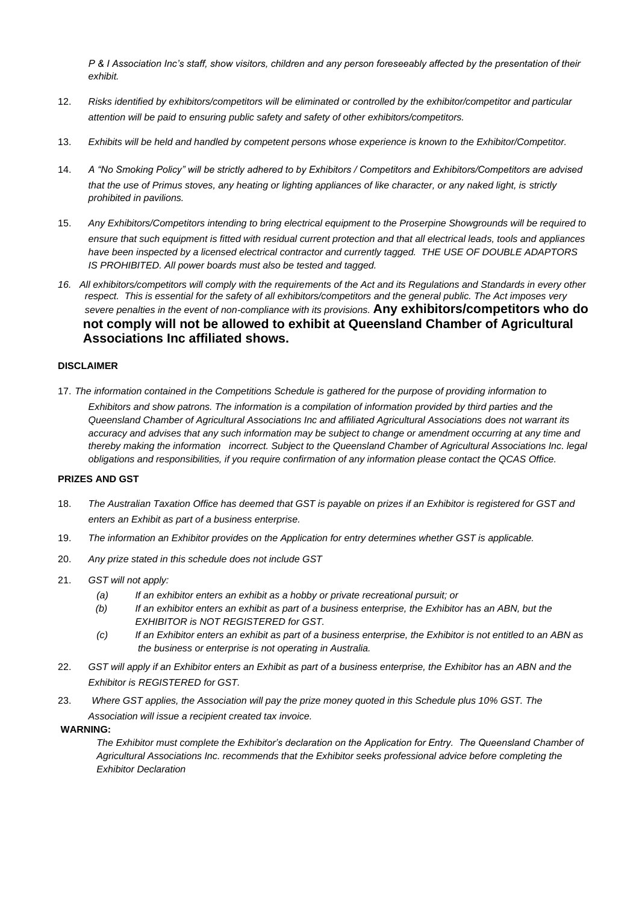*P & I Association Inc's staff, show visitors, children and any person foreseeably affected by the presentation of their exhibit.*

12. *Risks identified by exhibitors/competitors will be eliminated or controlled by the exhibitor/competitor and particular attention will be paid to ensuring public safety and safety of other exhibitors/competitors.*

13. *Exhibits will be held and handled by competent persons whose experience is known to the Exhibitor/Competitor.*

14. *A "No Smoking Policy" will be strictly adhered to by Exhibitors / Competitors and Exhibitors/Competitors are advised that the use of Primus stoves, any heating or lighting appliances of like character, or any naked light, is strictly prohibited in pavilions.*

15. *Any Exhibitors/Competitors intending to bring electrical equipment to the Proserpine Showgrounds will be required to ensure that such equipment is fitted with residual current protection and that all electrical leads, tools and appliances have been inspected by a licensed electrical contractor and currently tagged. THE USE OF DOUBLE ADAPTORS IS PROHIBITED. All power boards must also be tested and tagged.*

16. *All exhibitors/competitors will comply with the requirements of the Act and its Regulations and Standards in every other respect. This is essential for the safety of all exhibitors/competitors and the general public. The Act imposes very severe penalties in the event of non-compliance with its provisions.* **Any exhibitors/competitors who do not comply will not be allowed to exhibit at Queensland Chamber of Agricultural Associations Inc affiliated shows.**

**DISCLAIMER**

17. *The information contained in the Competitions Schedule is gathered for the purpose of providing information to Exhibitors and show patrons. The information is a compilation of information provided by third parties and the Queensland Chamber of Agricultural Associations Inc and affiliated Agricultural Associations does not warrant its accuracy and advises that any such information may be subject to change or amendment occurring at any time and thereby making the information incorrect. Subject to the Queensland Chamber of Agricultural Associations Inc. legal obligations and responsibilities, if you require confirmation of any information please contact the QCAS Office.*

**PRIZES AND GST**

18. *The Australian Taxation Office has deemed that GST is payable on prizes if an Exhibitor is registered for GST and enters an Exhibit as part of a business enterprise.*

19. *The information an Exhibitor provides on the Application for entry determines whether GST is applicable.*

20. *Any prize stated in this schedule does not include GST*

21. *GST will not apply:*
    - *(a) If an exhibitor enters an exhibit as a hobby or private recreational pursuit; or*
    - *(b) If an exhibitor enters an exhibit as part of a business enterprise, the Exhibitor has an ABN, but the EXHIBITOR is NOT REGISTERED for GST.*
    - *(c) If an Exhibitor enters an exhibit as part of a business enterprise, the Exhibitor is not entitled to an ABN as the business or enterprise is not operating in Australia.*

22. *GST will apply if an Exhibitor enters an Exhibit as part of a business enterprise, the Exhibitor has an ABN and the Exhibitor is REGISTERED for GST.*

23. *Where GST applies, the Association will pay the prize money quoted in this Schedule plus 10% GST. The Association will issue a recipient created tax invoice.*

**WARNING:**

*The Exhibitor must complete the Exhibitor's declaration on the Application for Entry. The Queensland Chamber of Agricultural Associations Inc. recommends that the Exhibitor seeks professional advice before completing the Exhibitor Declaration*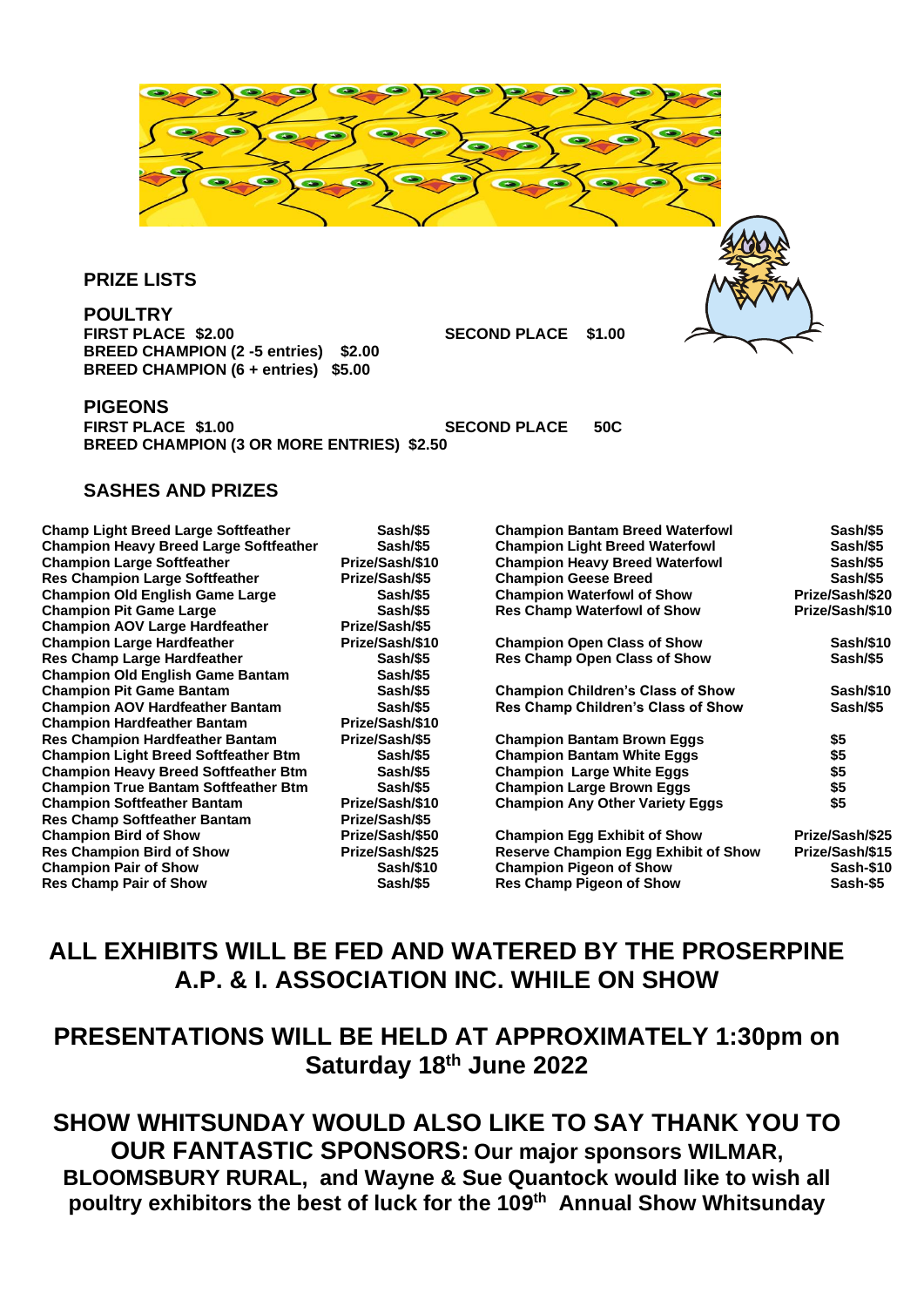## PRIZE LISTS

### POULTRY

**FIRST PLACE $2.00** **SECOND PLACE $1.00**
**BREED CHAMPION (2 -5 entries) $2.00**
**BREED CHAMPION (6 + entries) $5.00**

### PIGEONS

**FIRST PLACE $1.00** **SECOND PLACE 50C**
**BREED CHAMPION (3 OR MORE ENTRIES) $2.50**

### SASHES AND PRIZES

| | |
|---|---|
| Champ Light Breed Large Softfeather | Sash/$5 |
| Champion Heavy Breed Large Softfeather | Sash/$5 |
| Champion Large Softfeather | Prize/Sash/$10 |
| Res Champion Large Softfeather | Prize/Sash/$5 |
| Champion Old English Game Large | Sash/$5 |
| Champion Pit Game Large | Sash/$5 |
| Champion AOV Large Hardfeather | Prize/Sash/$5 |
| Champion Large Hardfeather | Prize/Sash/$10 |
| Res Champ Large Hardfeather | Sash/$5 |
| Champion Old English Game Bantam | Sash/$5 |
| Champion Pit Game Bantam | Sash/$5 |
| Champion AOV Hardfeather Bantam | Sash/$5 |
| Champion Hardfeather Bantam | Prize/Sash/$10 |
| Res Champion Hardfeather Bantam | Prize/Sash/$5 |
| Champion Light Breed Softfeather Btm | Sash/$5 |
| Champion Heavy Breed Softfeather Btm | Sash/$5 |
| Champion True Bantam Softfeather Btm | Sash/$5 |
| Champion Softfeather Bantam | Prize/Sash/$10 |
| Res Champ Softfeather Bantam | Prize/Sash/$5 |
| Champion Bird of Show | Prize/Sash/$50 |
| Res Champion Bird of Show | Prize/Sash/$25 |
| Champion Pair of Show | Sash/$10 |
| Res Champ Pair of Show | Sash/$5 |

| | |
|---|---|
| Champion Bantam Breed Waterfowl | Sash/$5 |
| Champion Light Breed Waterfowl | Sash/$5 |
| Champion Heavy Breed Waterfowl | Sash/$5 |
| Champion Geese Breed | Sash/$5 |
| Champion Waterfowl of Show | Prize/Sash/$20 |
| Res Champ Waterfowl of Show | Prize/Sash/$10 |
| Champion Open Class of Show | Sash/$10 |
| Res Champ Open Class of Show | Sash/$5 |
| Champion Children's Class of Show | Sash/$10 |
| Res Champ Children's Class of Show | Sash/$5 |
| Champion Bantam Brown Eggs | $5 |
| Champion Bantam White Eggs | $5 |
| Champion Large White Eggs | $5 |
| Champion Large Brown Eggs | $5 |
| Champion Any Other Variety Eggs | $5 |
| Champion Egg Exhibit of Show | Prize/Sash/$25 |
| Reserve Champion Egg Exhibit of Show | Prize/Sash/$15 |
| Champion Pigeon of Show | Sash-$10 |
| Res Champ Pigeon of Show | Sash-$5 |

## ALL EXHIBITS WILL BE FED AND WATERED BY THE PROSERPINE A.P. & I. ASSOCIATION INC. WHILE ON SHOW

## PRESENTATIONS WILL BE HELD AT APPROXIMATELY 1:30pm on Saturday 18th June 2022

## SHOW WHITSUNDAY WOULD ALSO LIKE TO SAY THANK YOU TO OUR FANTASTIC SPONSORS: Our major sponsors WILMAR, BLOOMSBURY RURAL, and Wayne & Sue Quantock would like to wish all poultry exhibitors the best of luck for the 109th Annual Show Whitsunday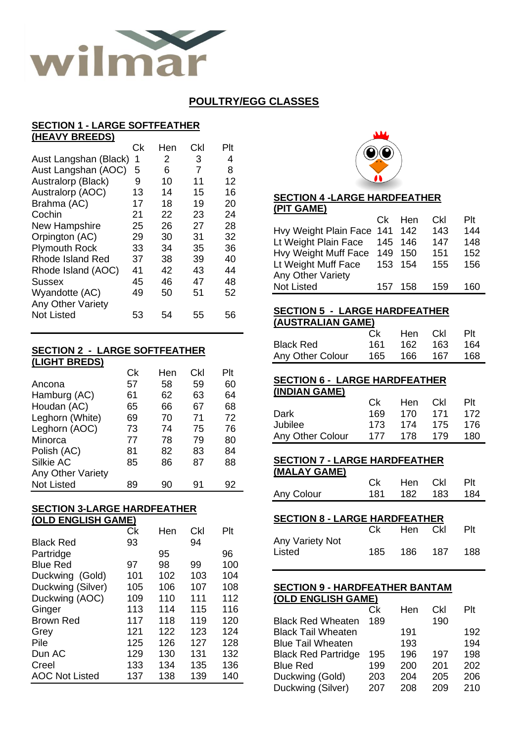## POULTRY/EGG CLASSES

### SECTION 1 - LARGE SOFTFEATHER (HEAVY BREEDS)

| | Ck | Hen | Ckl | Plt |
|---|---|---|---|---|
| Aust Langshan (Black) | 1 | 2 | 3 | 4 |
| Aust Langshan (AOC) | 5 | 6 | 7 | 8 |
| Australorp (Black) | 9 | 10 | 11 | 12 |
| Australorp (AOC) | 13 | 14 | 15 | 16 |
| Brahma (AC) | 17 | 18 | 19 | 20 |
| Cochin | 21 | 22 | 23 | 24 |
| New Hampshire | 25 | 26 | 27 | 28 |
| Orpington (AC) | 29 | 30 | 31 | 32 |
| Plymouth Rock | 33 | 34 | 35 | 36 |
| Rhode Island Red | 37 | 38 | 39 | 40 |
| Rhode Island (AOC) | 41 | 42 | 43 | 44 |
| Sussex | 45 | 46 | 47 | 48 |
| Wyandotte (AC) | 49 | 50 | 51 | 52 |
| Any Other Variety Not Listed | 53 | 54 | 55 | 56 |

### SECTION 2 - LARGE SOFTFEATHER (LIGHT BREDS)

| | Ck | Hen | Ckl | Plt |
|---|---|---|---|---|
| Ancona | 57 | 58 | 59 | 60 |
| Hamburg (AC) | 61 | 62 | 63 | 64 |
| Houdan (AC) | 65 | 66 | 67 | 68 |
| Leghorn (White) | 69 | 70 | 71 | 72 |
| Leghorn (AOC) | 73 | 74 | 75 | 76 |
| Minorca | 77 | 78 | 79 | 80 |
| Polish (AC) | 81 | 82 | 83 | 84 |
| Silkie AC | 85 | 86 | 87 | 88 |
| Any Other Variety Not Listed | 89 | 90 | 91 | 92 |

### SECTION 3-LARGE HARDFEATHER (OLD ENGLISH GAME)

| | Ck | Hen | Ckl | Plt |
|---|---|---|---|---|
| Black Red | 93 | | 94 | |
| Partridge | | 95 | | 96 |
| Blue Red | 97 | 98 | 99 | 100 |
| Duckwing (Gold) | 101 | 102 | 103 | 104 |
| Duckwing (Silver) | 105 | 106 | 107 | 108 |
| Duckwing (AOC) | 109 | 110 | 111 | 112 |
| Ginger | 113 | 114 | 115 | 116 |
| Brown Red | 117 | 118 | 119 | 120 |
| Grey | 121 | 122 | 123 | 124 |
| Pile | 125 | 126 | 127 | 128 |
| Dun AC | 129 | 130 | 131 | 132 |
| Creel | 133 | 134 | 135 | 136 |
| AOC Not Listed | 137 | 138 | 139 | 140 |

### SECTION 4 -LARGE HARDFEATHER (PIT GAME)

| | Ck | Hen | Ckl | Plt |
|---|---|---|---|---|
| Hvy Weight Plain Face | 141 | 142 | 143 | 144 |
| Lt Weight Plain Face | 145 | 146 | 147 | 148 |
| Hvy Weight Muff Face | 149 | 150 | 151 | 152 |
| Lt Weight Muff Face | 153 | 154 | 155 | 156 |
| Any Other Variety Not Listed | 157 | 158 | 159 | 160 |

### SECTION 5 - LARGE HARDFEATHER (AUSTRALIAN GAME)

| | Ck | Hen | Ckl | Plt |
|---|---|---|---|---|
| Black Red | 161 | 162 | 163 | 164 |
| Any Other Colour | 165 | 166 | 167 | 168 |

### SECTION 6 - LARGE HARDFEATHER (INDIAN GAME)

| | Ck | Hen | Ckl | Plt |
|---|---|---|---|---|
| Dark | 169 | 170 | 171 | 172 |
| Jubilee | 173 | 174 | 175 | 176 |
| Any Other Colour | 177 | 178 | 179 | 180 |

### SECTION 7 - LARGE HARDFEATHER (MALAY GAME)

| | Ck | Hen | Ckl | Plt |
|---|---|---|---|---|
| Any Colour | 181 | 182 | 183 | 184 |

### SECTION 8 - LARGE HARDFEATHER

| | Ck | Hen | Ckl | Plt |
|---|---|---|---|---|
| Any Variety Not Listed | 185 | 186 | 187 | 188 |

### SECTION 9 - HARDFEATHER BANTAM (OLD ENGLISH GAME)

| | Ck | Hen | Ckl | Plt |
|---|---|---|---|---|
| Black Red Wheaten | 189 | | 190 | |
| Black Tail Wheaten | | 191 | | 192 |
| Blue Tail Wheaten | | 193 | | 194 |
| Black Red Partridge | 195 | 196 | 197 | 198 |
| Blue Red | 199 | 200 | 201 | 202 |
| Duckwing (Gold) | 203 | 204 | 205 | 206 |
| Duckwing (Silver) | 207 | 208 | 209 | 210 |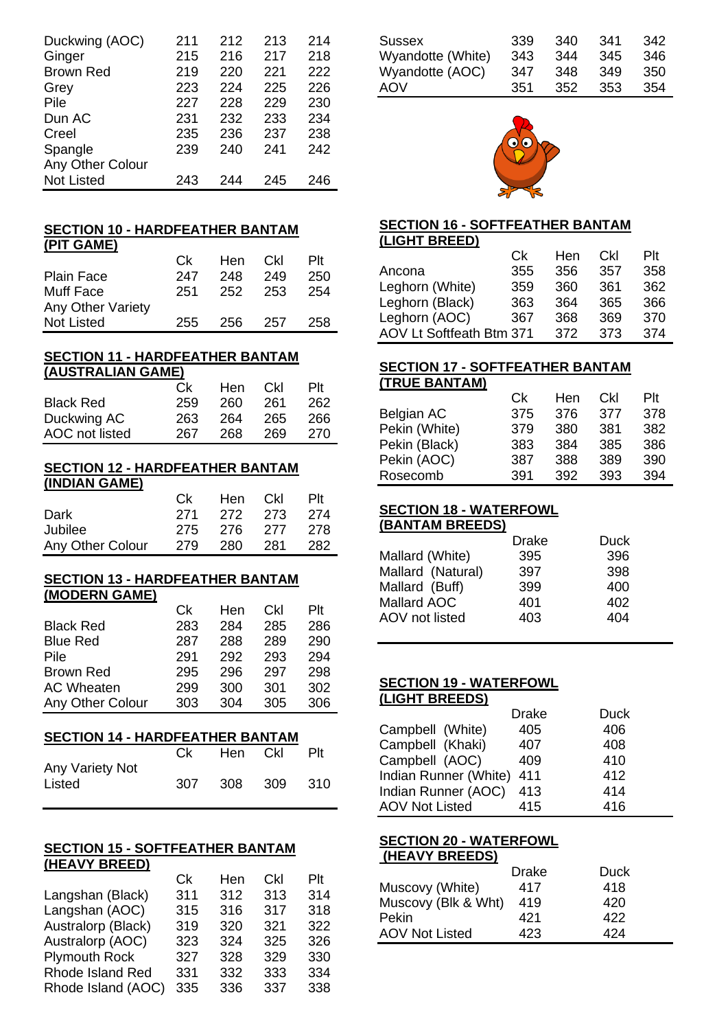| | Ck | Hen | Ckl | Plt |
|---|---|---|---|---|
| Duckwing (AOC) | 211 | 212 | 213 | 214 |
| Ginger | 215 | 216 | 217 | 218 |
| Brown Red | 219 | 220 | 221 | 222 |
| Grey | 223 | 224 | 225 | 226 |
| Pile | 227 | 228 | 229 | 230 |
| Dun AC | 231 | 232 | 233 | 234 |
| Creel | 235 | 236 | 237 | 238 |
| Spangle | 239 | 240 | 241 | 242 |
| Any Other Colour Not Listed | 243 | 244 | 245 | 246 |

**SECTION 10 - HARDFEATHER BANTAM (PIT GAME)**

| | Ck | Hen | Ckl | Plt |
|---|---|---|---|---|
| Plain Face | 247 | 248 | 249 | 250 |
| Muff Face | 251 | 252 | 253 | 254 |
| Any Other Variety Not Listed | 255 | 256 | 257 | 258 |

**SECTION 11 - HARDFEATHER BANTAM (AUSTRALIAN GAME)**

| | Ck | Hen | Ckl | Plt |
|---|---|---|---|---|
| Black Red | 259 | 260 | 261 | 262 |
| Duckwing AC | 263 | 264 | 265 | 266 |
| AOC not listed | 267 | 268 | 269 | 270 |

**SECTION 12 - HARDFEATHER BANTAM (INDIAN GAME)**

| | Ck | Hen | Ckl | Plt |
|---|---|---|---|---|
| Dark | 271 | 272 | 273 | 274 |
| Jubilee | 275 | 276 | 277 | 278 |
| Any Other Colour | 279 | 280 | 281 | 282 |

**SECTION 13 - HARDFEATHER BANTAM (MODERN GAME)**

| | Ck | Hen | Ckl | Plt |
|---|---|---|---|---|
| Black Red | 283 | 284 | 285 | 286 |
| Blue Red | 287 | 288 | 289 | 290 |
| Pile | 291 | 292 | 293 | 294 |
| Brown Red | 295 | 296 | 297 | 298 |
| AC Wheaten | 299 | 300 | 301 | 302 |
| Any Other Colour | 303 | 304 | 305 | 306 |

**SECTION 14 - HARDFEATHER BANTAM**

| | Ck | Hen | Ckl | Plt |
|---|---|---|---|---|
| Any Variety Not Listed | 307 | 308 | 309 | 310 |

**SECTION 15 - SOFTFEATHER BANTAM (HEAVY BREED)**

| | Ck | Hen | Ckl | Plt |
|---|---|---|---|---|
| Langshan (Black) | 311 | 312 | 313 | 314 |
| Langshan (AOC) | 315 | 316 | 317 | 318 |
| Australorp (Black) | 319 | 320 | 321 | 322 |
| Australorp (AOC) | 323 | 324 | 325 | 326 |
| Plymouth Rock | 327 | 328 | 329 | 330 |
| Rhode Island Red | 331 | 332 | 333 | 334 |
| Rhode Island (AOC) | 335 | 336 | 337 | 338 |
| Sussex | 339 | 340 | 341 | 342 |
| Wyandotte (White) | 343 | 344 | 345 | 346 |
| Wyandotte (AOC) | 347 | 348 | 349 | 350 |
| AOV | 351 | 352 | 353 | 354 |

**SECTION 16 - SOFTFEATHER BANTAM (LIGHT BREED)**

| | Ck | Hen | Ckl | Plt |
|---|---|---|---|---|
| Ancona | 355 | 356 | 357 | 358 |
| Leghorn (White) | 359 | 360 | 361 | 362 |
| Leghorn (Black) | 363 | 364 | 365 | 366 |
| Leghorn (AOC) | 367 | 368 | 369 | 370 |
| AOV Lt Softfeath Btm | 371 | 372 | 373 | 374 |

**SECTION 17 - SOFTFEATHER BANTAM (TRUE BANTAM)**

| | Ck | Hen | Ckl | Plt |
|---|---|---|---|---|
| Belgian AC | 375 | 376 | 377 | 378 |
| Pekin (White) | 379 | 380 | 381 | 382 |
| Pekin (Black) | 383 | 384 | 385 | 386 |
| Pekin (AOC) | 387 | 388 | 389 | 390 |
| Rosecomb | 391 | 392 | 393 | 394 |

**SECTION 18 - WATERFOWL (BANTAM BREEDS)**

| | Drake | Duck |
|---|---|---|
| Mallard (White) | 395 | 396 |
| Mallard (Natural) | 397 | 398 |
| Mallard (Buff) | 399 | 400 |
| Mallard AOC | 401 | 402 |
| AOV not listed | 403 | 404 |

**SECTION 19 - WATERFOWL (LIGHT BREEDS)**

| | Drake | Duck |
|---|---|---|
| Campbell (White) | 405 | 406 |
| Campbell (Khaki) | 407 | 408 |
| Campbell (AOC) | 409 | 410 |
| Indian Runner (White) | 411 | 412 |
| Indian Runner (AOC) | 413 | 414 |
| AOV Not Listed | 415 | 416 |

**SECTION 20 - WATERFOWL (HEAVY BREEDS)**

| | Drake | Duck |
|---|---|---|
| Muscovy (White) | 417 | 418 |
| Muscovy (Blk & Wht) | 419 | 420 |
| Pekin | 421 | 422 |
| AOV Not Listed | 423 | 424 |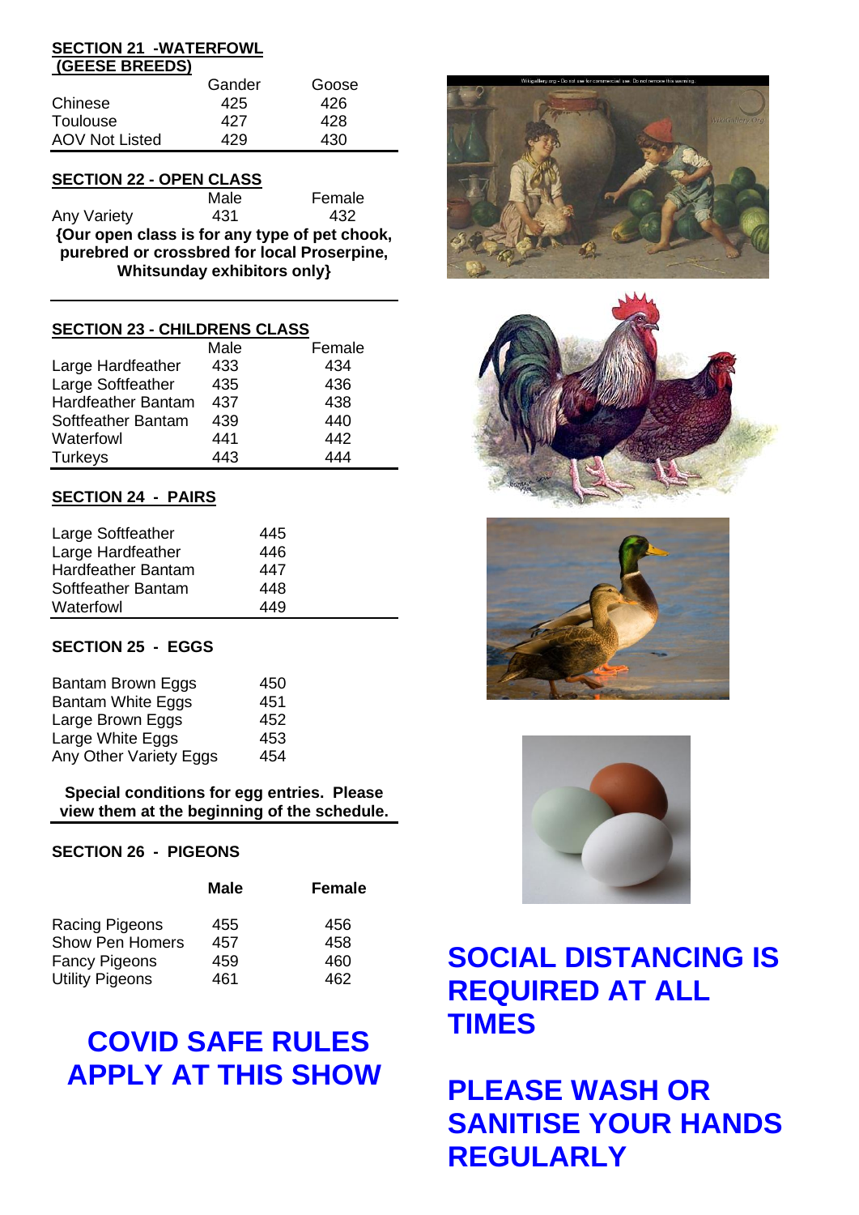## SECTION 21 -WATERFOWL (GEESE BREEDS)

| | Gander | Goose |
| --- | --- | --- |
| Chinese | 425 | 426 |
| Toulouse | 427 | 428 |
| AOV Not Listed | 429 | 430 |

## SECTION 22 - OPEN CLASS

| | Male | Female |
| --- | --- | --- |
| Any Variety | 431 | 432 |

**{Our open class is for any type of pet chook, purebred or crossbred for local Proserpine, Whitsunday exhibitors only}**

## SECTION 23 - CHILDRENS CLASS

| | Male | Female |
| --- | --- | --- |
| Large Hardfeather | 433 | 434 |
| Large Softfeather | 435 | 436 |
| Hardfeather Bantam | 437 | 438 |
| Softfeather Bantam | 439 | 440 |
| Waterfowl | 441 | 442 |
| Turkeys | 443 | 444 |

## SECTION 24 - PAIRS

| | |
| --- | --- |
| Large Softfeather | 445 |
| Large Hardfeather | 446 |
| Hardfeather Bantam | 447 |
| Softfeather Bantam | 448 |
| Waterfowl | 449 |

## SECTION 25 - EGGS

| | |
| --- | --- |
| Bantam Brown Eggs | 450 |
| Bantam White Eggs | 451 |
| Large Brown Eggs | 452 |
| Large White Eggs | 453 |
| Any Other Variety Eggs | 454 |

**Special conditions for egg entries. Please view them at the beginning of the schedule.**

## SECTION 26 - PIGEONS

| | Male | Female |
| --- | --- | --- |
| Racing Pigeons | 455 | 456 |
| Show Pen Homers | 457 | 458 |
| Fancy Pigeons | 459 | 460 |
| Utility Pigeons | 461 | 462 |

# COVID SAFE RULES APPLY AT THIS SHOW

# SOCIAL DISTANCING IS REQUIRED AT ALL TIMES

# PLEASE WASH OR SANITISE YOUR HANDS REGULARLY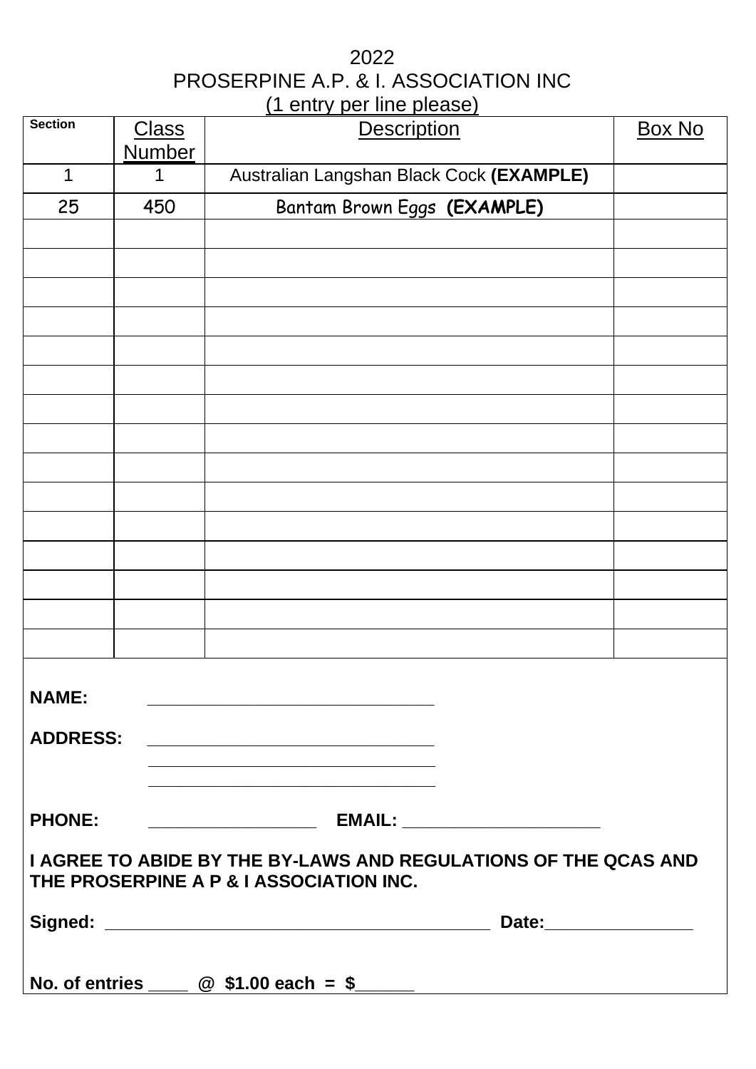2022

PROSERPINE A.P. & I. ASSOCIATION INC

(1 entry per line please)

| Section | Class Number | Description | Box No |
|---|---|---|---|
| 1 | 1 | Australian Langshan Black Cock **(EXAMPLE)** | |
| 25 | 450 | Bantam Brown Eggs **(EXAMPLE)** | |
| | | | |
| | | | |
| | | | |
| | | | |
| | | | |
| | | | |
| | | | |
| | | | |
| | | | |
| | | | |
| | | | |
| | | | |
| | | | |
| | | | |
| | | | |

**NAME:** _______________________________

**ADDRESS:** _______________________________

_______________________________

_______________________________

**PHONE:** __________________ **EMAIL:** _____________________

**I AGREE TO ABIDE BY THE BY-LAWS AND REGULATIONS OF THE QCAS AND THE PROSERPINE A P & I ASSOCIATION INC.**

**Signed:** __________________________________________ **Date:**_______________

**No. of entries ____ @ $1.00 each = $______**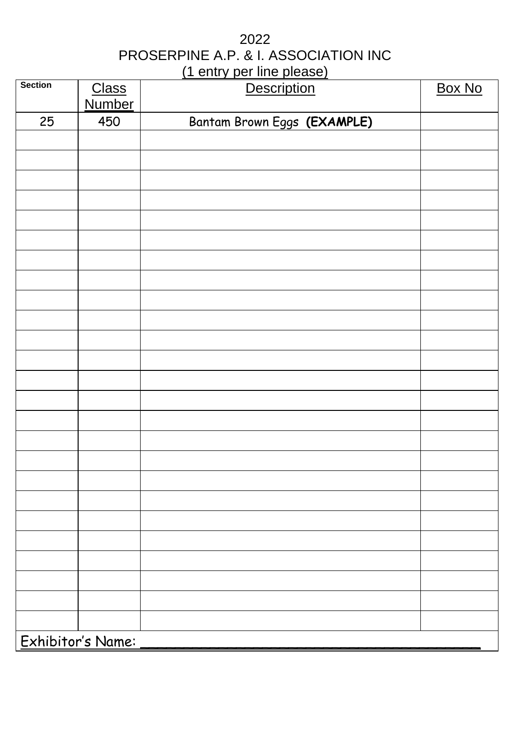2022

PROSERPINE A.P. & I. ASSOCIATION INC

(1 entry per line please)

| Section | Class Number | Description | Box No |
|---|---|---|---|
| 25 | 450 | Bantam Brown Eggs **(EXAMPLE)** | |
| | | | |
| | | | |
| | | | |
| | | | |
| | | | |
| | | | |
| | | | |
| | | | |
| | | | |
| | | | |
| | | | |
| | | | |
| | | | |
| | | | |
| | | | |
| | | | |
| | | | |
| | | | |
| | | | |
| | | | |
| | | | |
| | | | |
| | | | |
| | | | |

Exhibitor's Name: ___________________________________